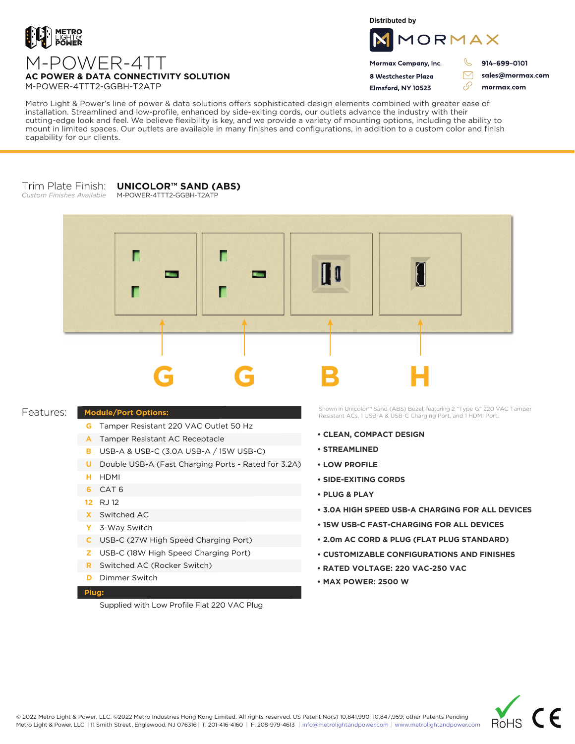METRO LIGHT & POWER

# M-POWER-4TT

## AC POWER & DATA CONNECTIVITY SOLUTION

M-POWER-4TTT2-GGBH-T2ATP

Distributed by

MORMAX

**Mormax Company, Inc.**
**8 Westchester Plaza**
**Elmsford, NY 10523**

**914-699-0101**
**sales@mormax.com**
**mormax.com**

Metro Light & Power's line of power & data solutions offers sophisticated design elements combined with greater ease of installation. Streamlined and low-profile, enhanced by side-exiting cords, our outlets advance the industry with their cutting-edge look and feel. We believe flexibility is key, and we provide a variety of mounting options, including the ability to mount in limited spaces. Our outlets are available in many finishes and configurations, in addition to a custom color and finish capability for our clients.

Trim Plate Finish: **UNICOLOR™ SAND (ABS)**
*Custom Finishes Available*
M-POWER-4TTT2-GGBH-T2ATP

G G B H

Features:

| **Module/Port Options:** | |
|---|---|
| G | Tamper Resistant 220 VAC Outlet 50 Hz |
| A | Tamper Resistant AC Receptacle |
| B | USB-A & USB-C (3.0A USB-A / 15W USB-C) |
| U | Double USB-A (Fast Charging Ports - Rated for 3.2A) |
| H | HDMI |
| 6 | CAT 6 |
| 12 | RJ 12 |
| X | Switched AC |
| Y | 3-Way Switch |
| C | USB-C (27W High Speed Charging Port) |
| Z | USB-C (18W High Speed Charging Port) |
| R | Switched AC (Rocker Switch) |
| D | Dimmer Switch |

**Plug:**

Supplied with Low Profile Flat 220 VAC Plug

Shown in Unicolor™ Sand (ABS) Bezel, featuring 2 "Type G" 220 VAC Tamper Resistant ACs, 1 USB-A & USB-C Charging Port, and 1 HDMI Port.

- **CLEAN, COMPACT DESIGN**
- **STREAMLINED**
- **LOW PROFILE**
- **SIDE-EXITING CORDS**
- **PLUG & PLAY**
- **3.0A HIGH SPEED USB-A CHARGING FOR ALL DEVICES**
- **15W USB-C FAST-CHARGING FOR ALL DEVICES**
- **2.0m AC CORD & PLUG (FLAT PLUG STANDARD)**
- **CUSTOMIZABLE CONFIGURATIONS AND FINISHES**
- **RATED VOLTAGE: 220 VAC-250 VAC**
- **MAX POWER: 2500 W**

© 2022 Metro Light & Power, LLC. ©2022 Metro Industries Hong Kong Limited. All rights reserved. US Patent No(s) 10,841,990; 10,847,959; other Patents Pending
Metro Light & Power, LLC | 11 Smith Street, Englewood, NJ 076316 | T: 201-416-4160 | F: 208-979-4613 | info@metrolightandpower.com | www.metrolightandpower.com

RoHS CE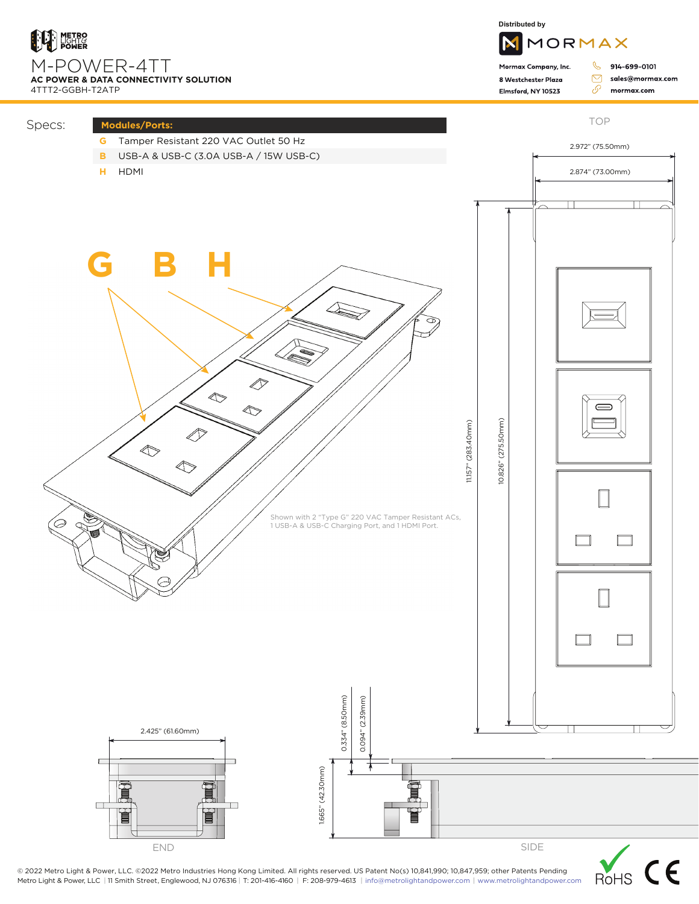METRO LIGHT & POWER

# M-POWER-4TT

**AC POWER & DATA CONNECTIVITY SOLUTION**

4TTT2-GGBH-T2ATP

Distributed by

MORMAX

Mormax Company, Inc.
8 Westchester Plaza
Elmsford, NY 10523

914-699-0101
sales@mormax.com
mormax.com

## Specs:

| Modules/Ports: | |
|---|---|
| G | Tamper Resistant 220 VAC Outlet 50 Hz |
| B | USB-A & USB-C (3.0A USB-A / 15W USB-C) |
| H | HDMI |

G B H

Shown with 2 "Type G" 220 VAC Tamper Resistant ACs, 1 USB-A & USB-C Charging Port, and 1 HDMI Port.

TOP

2.972" (75.50mm)
2.874" (73.00mm)
11.157" (283.40mm)
10.826" (275.50mm)

END

2.425" (61.60mm)

SIDE

0.334" (8.50mm)
0.094" (2.39mm)
1.665" (42.30mm)

© 2022 Metro Light & Power, LLC. ©2022 Metro Industries Hong Kong Limited. All rights reserved. US Patent No(s) 10,841,990; 10,847,959; other Patents Pending
Metro Light & Power, LLC | 11 Smith Street, Englewood, NJ 076316 | T: 201-416-4160 | F: 208-979-4613 | info@metrolightandpower.com | www.metrolightandpower.com

RoHS CE